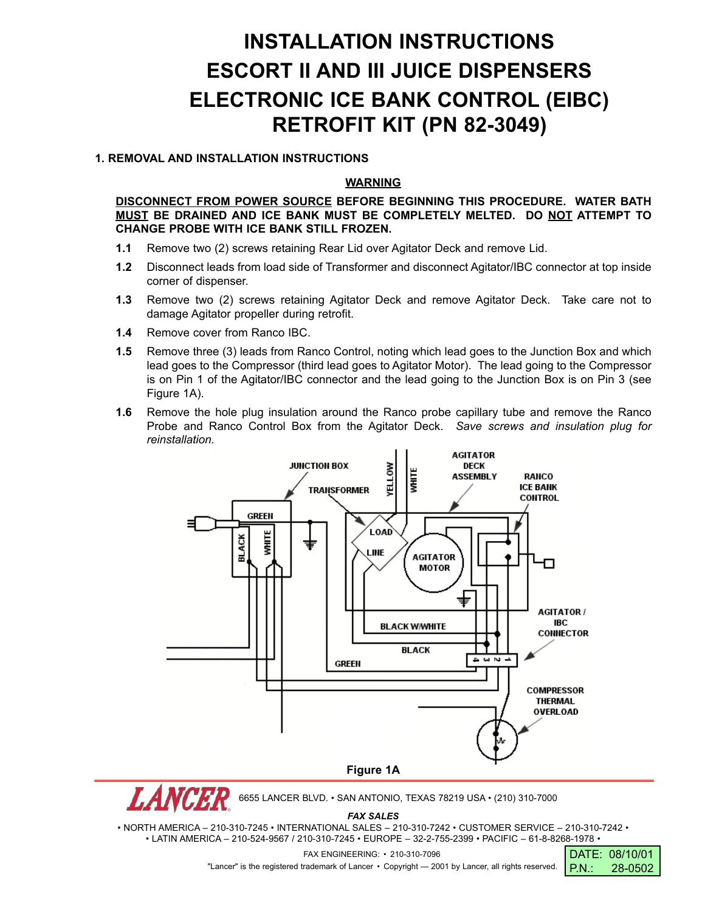# INSTALLATION INSTRUCTIONS
# ESCORT II AND III JUICE DISPENSERS
# ELECTRONIC ICE BANK CONTROL (EIBC) RETROFIT KIT (PN 82-3049)

**1. REMOVAL AND INSTALLATION INSTRUCTIONS**

**WARNING**

**DISCONNECT FROM POWER SOURCE BEFORE BEGINNING THIS PROCEDURE. WATER BATH MUST BE DRAINED AND ICE BANK MUST BE COMPLETELY MELTED. DO NOT ATTEMPT TO CHANGE PROBE WITH ICE BANK STILL FROZEN.**

**1.1** Remove two (2) screws retaining Rear Lid over Agitator Deck and remove Lid.

**1.2** Disconnect leads from load side of Transformer and disconnect Agitator/IBC connector at top inside corner of dispenser.

**1.3** Remove two (2) screws retaining Agitator Deck and remove Agitator Deck. Take care not to damage Agitator propeller during retrofit.

**1.4** Remove cover from Ranco IBC.

**1.5** Remove three (3) leads from Ranco Control, noting which lead goes to the Junction Box and which lead goes to the Compressor (third lead goes to Agitator Motor). The lead going to the Compressor is on Pin 1 of the Agitator/IBC connector and the lead going to the Junction Box is on Pin 3 (see Figure 1A).

**1.6** Remove the hole plug insulation around the Ranco probe capillary tube and remove the Ranco Probe and Ranco Control Box from the Agitator Deck. *Save screws and insulation plug for reinstallation.*

JUNCTION BOX, TRANSFORMER, YELLOW, WHITE, AGITATOR DECK ASSEMBLY, RANCO ICE BANK CONTROL, GREEN, BLACK, WHITE, LOAD, LINE, AGITATOR MOTOR, AGITATOR / IBC CONNECTOR, BLACK W/WHITE, BLACK, GREEN, 4 3 2 1, COMPRESSOR THERMAL OVERLOAD

**Figure 1A**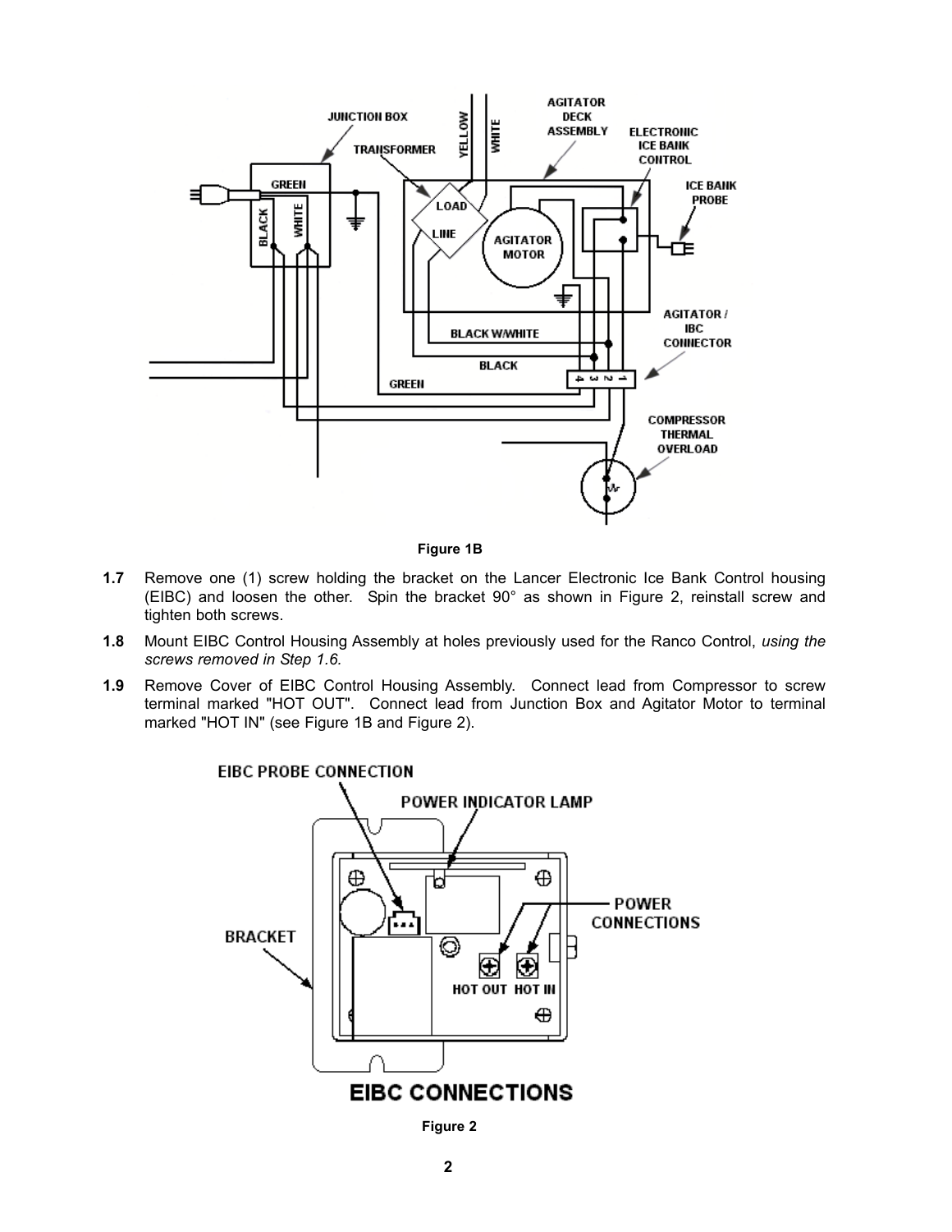Figure 1B

**1.7** Remove one (1) screw holding the bracket on the Lancer Electronic Ice Bank Control housing (EIBC) and loosen the other. Spin the bracket 90° as shown in Figure 2, reinstall screw and tighten both screws.

**1.8** Mount EIBC Control Housing Assembly at holes previously used for the Ranco Control, *using the screws removed in Step 1.6.*

**1.9** Remove Cover of EIBC Control Housing Assembly. Connect lead from Compressor to screw terminal marked "HOT OUT". Connect lead from Junction Box and Agitator Motor to terminal marked "HOT IN" (see Figure 1B and Figure 2).

Figure 2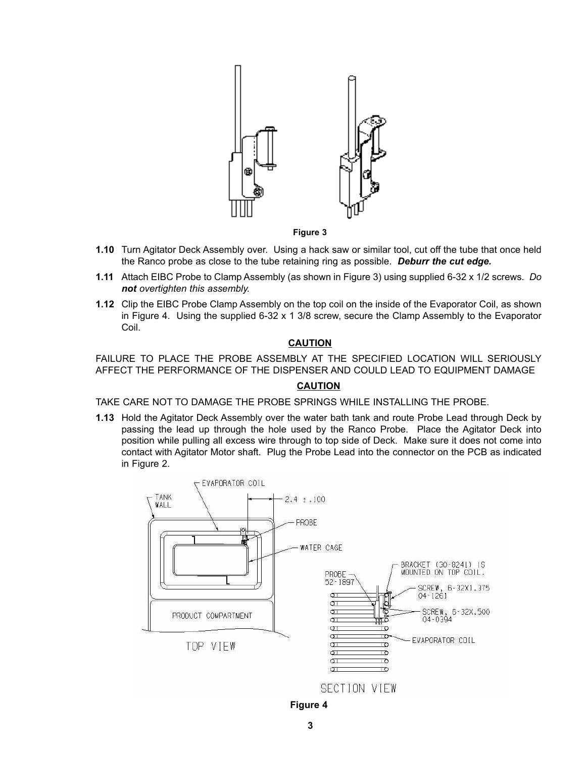Figure 3

**1.10** Turn Agitator Deck Assembly over. Using a hack saw or similar tool, cut off the tube that once held the Ranco probe as close to the tube retaining ring as possible. ***Deburr the cut edge.***

**1.11** Attach EIBC Probe to Clamp Assembly (as shown in Figure 3) using supplied 6-32 x 1/2 screws. *Do **not** overtighten this assembly.*

**1.12** Clip the EIBC Probe Clamp Assembly on the top coil on the inside of the Evaporator Coil, as shown in Figure 4. Using the supplied 6-32 x 1 3/8 screw, secure the Clamp Assembly to the Evaporator Coil.

**CAUTION**

FAILURE TO PLACE THE PROBE ASSEMBLY AT THE SPECIFIED LOCATION WILL SERIOUSLY AFFECT THE PERFORMANCE OF THE DISPENSER AND COULD LEAD TO EQUIPMENT DAMAGE

**CAUTION**

TAKE CARE NOT TO DAMAGE THE PROBE SPRINGS WHILE INSTALLING THE PROBE.

**1.13** Hold the Agitator Deck Assembly over the water bath tank and route Probe Lead through Deck by passing the lead up through the hole used by the Ranco Probe. Place the Agitator Deck into position while pulling all excess wire through to top side of Deck. Make sure it does not come into contact with Agitator Motor shaft. Plug the Probe Lead into the connector on the PCB as indicated in Figure 2.

Figure 4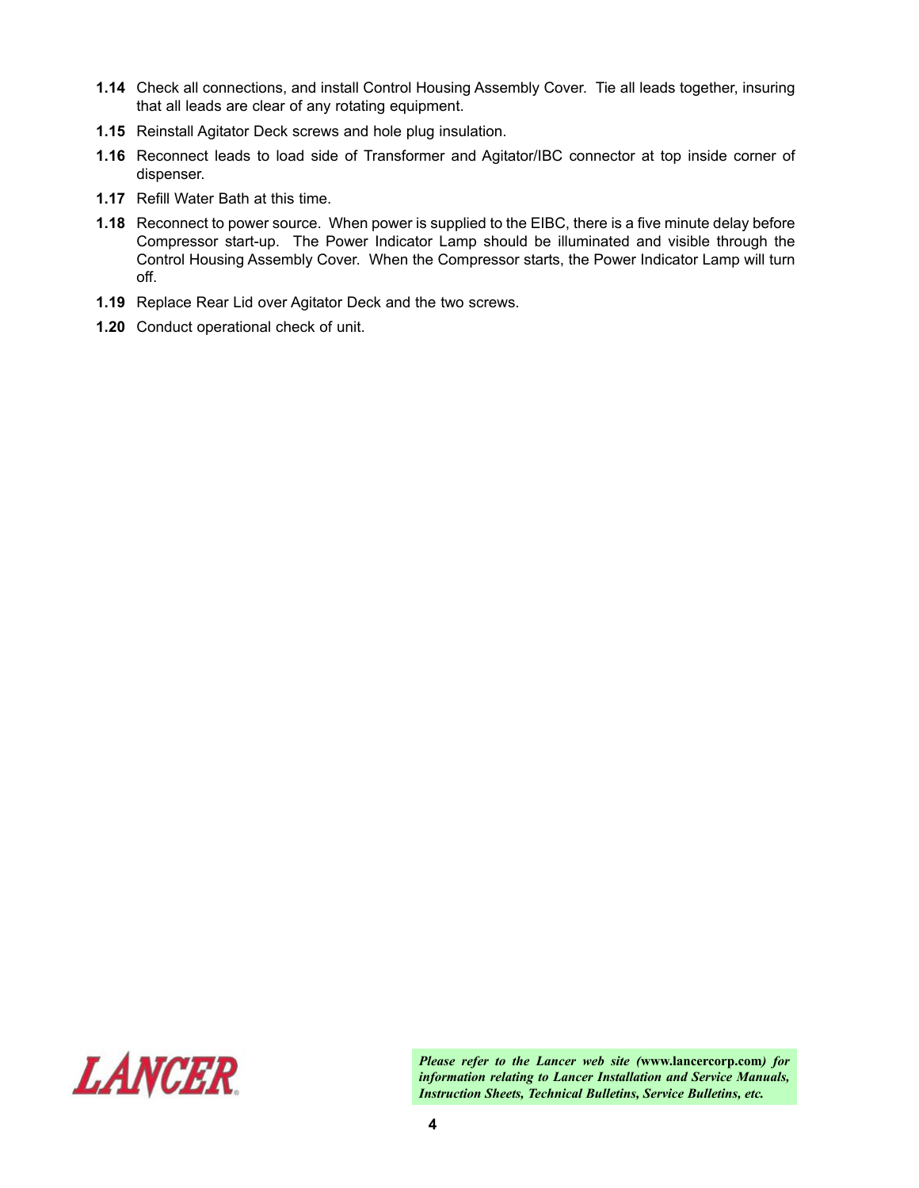**1.14** Check all connections, and install Control Housing Assembly Cover. Tie all leads together, insuring that all leads are clear of any rotating equipment.

**1.15** Reinstall Agitator Deck screws and hole plug insulation.

**1.16** Reconnect leads to load side of Transformer and Agitator/IBC connector at top inside corner of dispenser.

**1.17** Refill Water Bath at this time.

**1.18** Reconnect to power source. When power is supplied to the EIBC, there is a five minute delay before Compressor start-up. The Power Indicator Lamp should be illuminated and visible through the Control Housing Assembly Cover. When the Compressor starts, the Power Indicator Lamp will turn off.

**1.19** Replace Rear Lid over Agitator Deck and the two screws.

**1.20** Conduct operational check of unit.

LANCER

***Please refer to the Lancer web site (www.lancercorp.com) for information relating to Lancer Installation and Service Manuals, Instruction Sheets, Technical Bulletins, Service Bulletins, etc.***